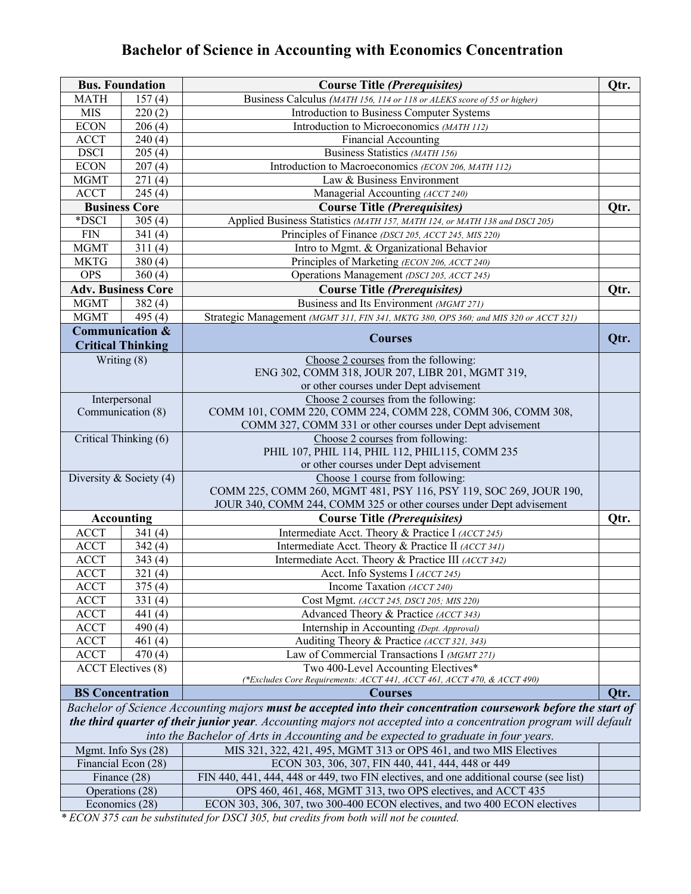# Bachelor of Science in Accounting with Economics Concentration

| Bus. Foundation | | Course Title *(Prerequisites)* | Qtr. |
|---|---|---|---|
| MATH | 157 (4) | Business Calculus *(MATH 156, 114 or 118 or ALEKS score of 55 or higher)* | |
| MIS | 220 (2) | Introduction to Business Computer Systems | |
| ECON | 206 (4) | Introduction to Microeconomics *(MATH 112)* | |
| ACCT | 240 (4) | Financial Accounting | |
| DSCI | 205 (4) | Business Statistics *(MATH 156)* | |
| ECON | 207 (4) | Introduction to Macroeconomics *(ECON 206, MATH 112)* | |
| MGMT | 271 (4) | Law & Business Environment | |
| ACCT | 245 (4) | Managerial Accounting *(ACCT 240)* | |
| **Business Core** | | **Course Title *(Prerequisites)*** | **Qtr.** |
| *DSCI | 305 (4) | Applied Business Statistics *(MATH 157, MATH 124, or MATH 138 and DSCI 205)* | |
| FIN | 341 (4) | Principles of Finance *(DSCI 205, ACCT 245, MIS 220)* | |
| MGMT | 311 (4) | Intro to Mgmt. & Organizational Behavior | |
| MKTG | 380 (4) | Principles of Marketing *(ECON 206, ACCT 240)* | |
| OPS | 360 (4) | Operations Management *(DSCI 205, ACCT 245)* | |
| **Adv. Business Core** | | **Course Title *(Prerequisites)*** | **Qtr.** |
| MGMT | 382 (4) | Business and Its Environment *(MGMT 271)* | |
| MGMT | 495 (4) | Strategic Management *(MGMT 311, FIN 341, MKTG 380, OPS 360; and MIS 320 or ACCT 321)* | |
| **Communication & Critical Thinking** | | **Courses** | **Qtr.** |
| Writing (8) | | Choose 2 courses from the following: ENG 302, COMM 318, JOUR 207, LIBR 201, MGMT 319, or other courses under Dept advisement | |
| Interpersonal Communication (8) | | Choose 2 courses from the following: COMM 101, COMM 220, COMM 224, COMM 228, COMM 306, COMM 308, COMM 327, COMM 331 or other courses under Dept advisement | |
| Critical Thinking (6) | | Choose 2 courses from following: PHIL 107, PHIL 114, PHIL 112, PHIL115, COMM 235 or other courses under Dept advisement | |
| Diversity & Society (4) | | Choose 1 course from following: COMM 225, COMM 260, MGMT 481, PSY 116, PSY 119, SOC 269, JOUR 190, JOUR 340, COMM 244, COMM 325 or other courses under Dept advisement | |
| **Accounting** | | **Course Title *(Prerequisites)*** | **Qtr.** |
| ACCT | 341 (4) | Intermediate Acct. Theory & Practice I *(ACCT 245)* | |
| ACCT | 342 (4) | Intermediate Acct. Theory & Practice II *(ACCT 341)* | |
| ACCT | 343 (4) | Intermediate Acct. Theory & Practice III *(ACCT 342)* | |
| ACCT | 321 (4) | Acct. Info Systems I *(ACCT 245)* | |
| ACCT | 375 (4) | Income Taxation *(ACCT 240)* | |
| ACCT | 331 (4) | Cost Mgmt. *(ACCT 245, DSCI 205; MIS 220)* | |
| ACCT | 441 (4) | Advanced Theory & Practice *(ACCT 343)* | |
| ACCT | 490 (4) | Internship in Accounting *(Dept. Approval)* | |
| ACCT | 461 (4) | Auditing Theory & Practice *(ACCT 321, 343)* | |
| ACCT | 470 (4) | Law of Commercial Transactions I *(MGMT 271)* | |
| ACCT Electives (8) | | Two 400-Level Accounting Electives* *(*Excludes Core Requirements: ACCT 441, ACCT 461, ACCT 470, & ACCT 490)* | |
| **BS Concentration** | | **Courses** | **Qtr.** |
| *Bachelor of Science Accounting majors **must be accepted into their concentration coursework before the start of the third quarter of their junior year**. Accounting majors not accepted into a concentration program will default into the Bachelor of Arts in Accounting and be expected to graduate in four years.* | | | |
| Mgmt. Info Sys (28) | | MIS 321, 322, 421, 495, MGMT 313 or OPS 461, and two MIS Electives | |
| Financial Econ (28) | | ECON 303, 306, 307, FIN 440, 441, 444, 448 or 449 | |
| Finance (28) | | FIN 440, 441, 444, 448 or 449, two FIN electives, and one additional course (see list) | |
| Operations (28) | | OPS 460, 461, 468, MGMT 313, two OPS electives, and ACCT 435 | |
| Economics (28) | | ECON 303, 306, 307, two 300-400 ECON electives, and two 400 ECON electives | |

*\* ECON 375 can be substituted for DSCI 305, but credits from both will not be counted.*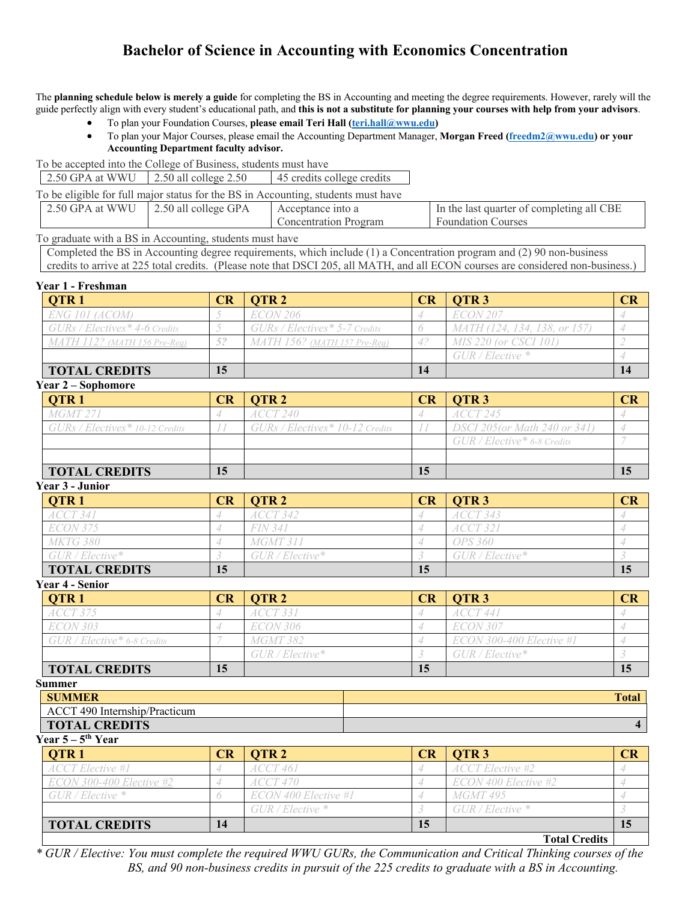# Bachelor of Science in Accounting with Economics Concentration

The **planning schedule below is merely a guide** for completing the BS in Accounting and meeting the degree requirements. However, rarely will the guide perfectly align with every student's educational path, and **this is not a substitute for planning your courses with help from your advisors**.

- To plan your Foundation Courses, **please email Teri Hall (teri.hall@wwu.edu)**
- To plan your Major Courses, please email the Accounting Department Manager, **Morgan Freed (freedm2@wwu.edu) or your Accounting Department faculty advisor.**

To be accepted into the College of Business, students must have

| | | |
|---|---|---|
| 2.50 GPA at WWU | 2.50 all college 2.50 | 45 credits college credits |

To be eligible for full major status for the BS in Accounting, students must have

| | | | |
|---|---|---|---|
| 2.50 GPA at WWU | 2.50 all college GPA | Acceptance into a Concentration Program | In the last quarter of completing all CBE Foundation Courses |

To graduate with a BS in Accounting, students must have

| |
|---|
| Completed the BS in Accounting degree requirements, which include (1) a Concentration program and (2) 90 non-business credits to arrive at 225 total credits. (Please note that DSCI 205, all MATH, and all ECON courses are considered non-business.) |

**Year 1 - Freshman**

| QTR 1 | CR | QTR 2 | CR | QTR 3 | CR |
|---|---|---|---|---|---|
| ENG 101 (ACOM) | 5 | ECON 206 | 4 | ECON 207 | 4 |
| GURs / Electives* 4-6 Credits | 5 | GURs / Electives* 5-7 Credits | 6 | MATH (124, 134, 138, or 157) | 4 |
| MATH 112? (MATH 156 Pre-Req) | 5? | MATH 156? (MATH 157 Pre-Req) | 4? | MIS 220 (or CSCI 101) | 2 |
| | | | | GUR / Elective * | 4 |
| **TOTAL CREDITS** | **15** | | **14** | | **14** |

**Year 2 – Sophomore**

| QTR 1 | CR | QTR 2 | CR | QTR 3 | CR |
|---|---|---|---|---|---|
| MGMT 271 | 4 | ACCT 240 | 4 | ACCT 245 | 4 |
| GURs / Electives* 10-12 Credits | 11 | GURs / Electives* 10-12 Credits | 11 | DSCI 205(or Math 240 or 341) | 4 |
| | | | | GUR / Elective* 6-8 Credits | 7 |
| | | | | | |
| **TOTAL CREDITS** | **15** | | **15** | | **15** |

**Year 3 - Junior**

| QTR 1 | CR | QTR 2 | CR | QTR 3 | CR |
|---|---|---|---|---|---|
| ACCT 341 | 4 | ACCT 342 | 4 | ACCT 343 | 4 |
| ECON 375 | 4 | FIN 341 | 4 | ACCT 321 | 4 |
| MKTG 380 | 4 | MGMT 311 | 4 | OPS 360 | 4 |
| GUR / Elective* | 3 | GUR / Elective* | 3 | GUR / Elective* | 3 |
| **TOTAL CREDITS** | **15** | | **15** | | **15** |

**Year 4 - Senior**

| QTR 1 | CR | QTR 2 | CR | QTR 3 | CR |
|---|---|---|---|---|---|
| ACCT 375 | 4 | ACCT 331 | 4 | ACCT 441 | 4 |
| ECON 303 | 4 | ECON 306 | 4 | ECON 307 | 4 |
| GUR / Elective* 6-8 Credits | 7 | MGMT 382 | 4 | ECON 300-400 Elective #1 | 4 |
| | | GUR / Elective* | 3 | GUR / Elective* | 3 |
| **TOTAL CREDITS** | **15** | | **15** | | **15** |

**Summer**

| SUMMER | Total |
|---|---|
| ACCT 490 Internship/Practicum | |
| **TOTAL CREDITS** | **4** |

**Year 5 – 5th Year**

| QTR 1 | CR | QTR 2 | CR | QTR 3 | CR |
|---|---|---|---|---|---|
| ACCT Elective #1 | 4 | ACCT 461 | 4 | ACCT Elective #2 | 4 |
| ECON 300-400 Elective #2 | 4 | ACCT 470 | 4 | ECON 400 Elective #2 | 4 |
| GUR / Elective * | 6 | ECON 400 Elective #1 | 4 | MGMT 495 | 4 |
| | | GUR / Elective * | 3 | GUR / Elective * | 3 |
| **TOTAL CREDITS** | **14** | | **15** | | **15** |
| | | | | **Total Credits** | |

*\* GUR / Elective: You must complete the required WWU GURs, the Communication and Critical Thinking courses of the BS, and 90 non-business credits in pursuit of the 225 credits to graduate with a BS in Accounting.*